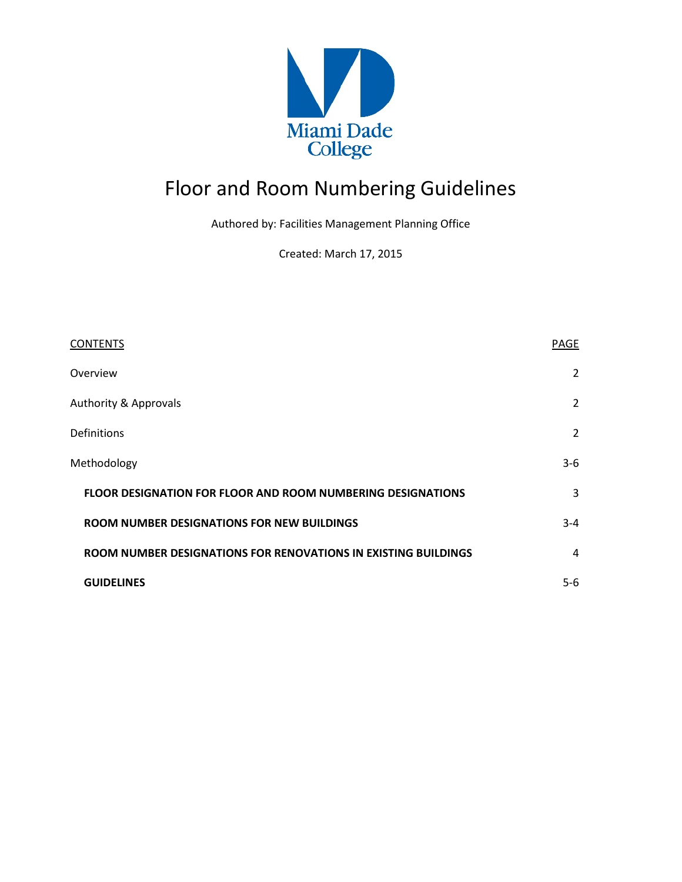Miami Dade College

# Floor and Room Numbering Guidelines

Authored by: Facilities Management Planning Office

Created: March 17, 2015

| CONTENTS | PAGE |
|---|---|
| Overview | 2 |
| Authority & Approvals | 2 |
| Definitions | 2 |
| Methodology | 3-6 |
| **FLOOR DESIGNATION FOR FLOOR AND ROOM NUMBERING DESIGNATIONS** | 3 |
| **ROOM NUMBER DESIGNATIONS FOR NEW BUILDINGS** | 3-4 |
| **ROOM NUMBER DESIGNATIONS FOR RENOVATIONS IN EXISTING BUILDINGS** | 4 |
| **GUIDELINES** | 5-6 |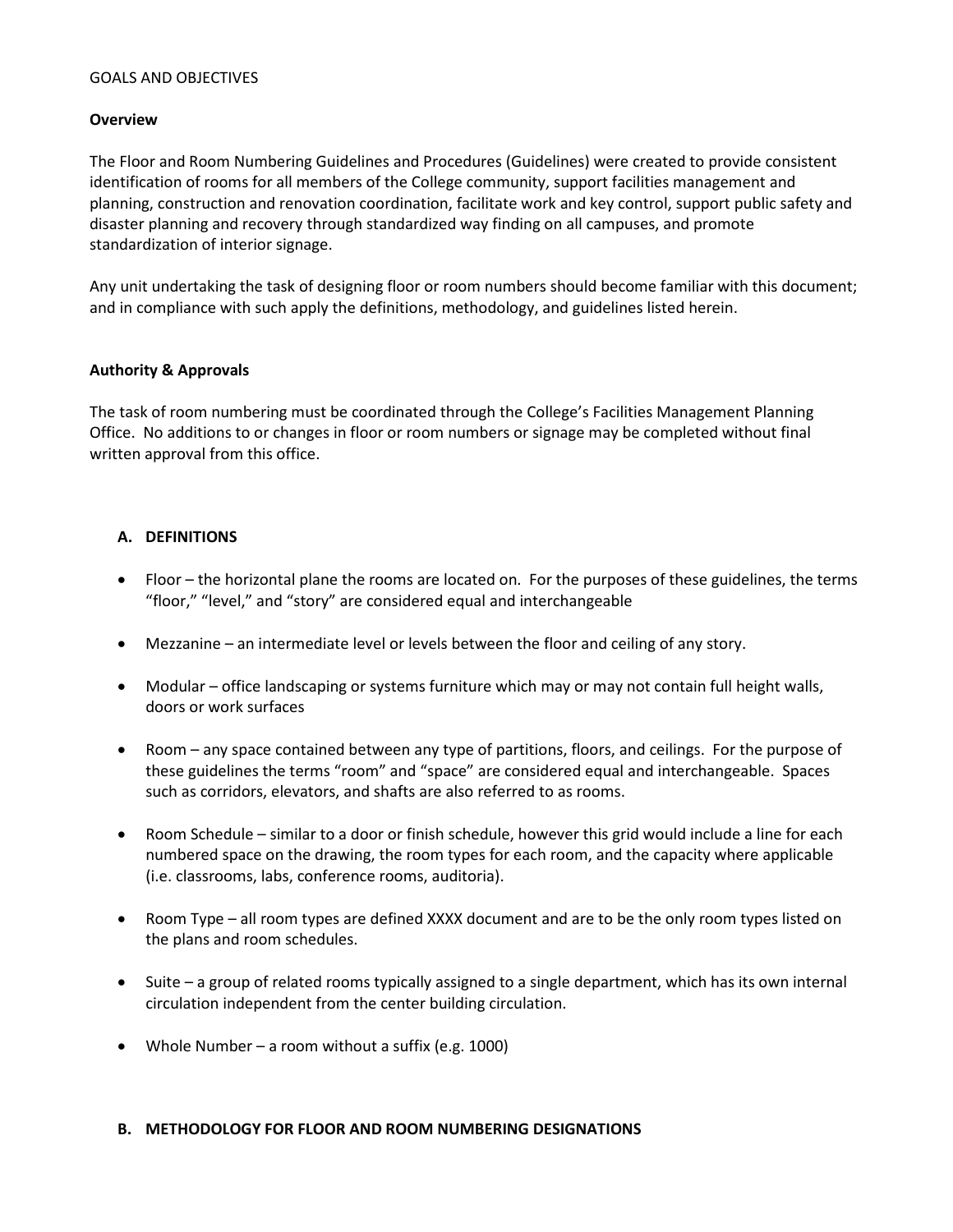GOALS AND OBJECTIVES

**Overview**

The Floor and Room Numbering Guidelines and Procedures (Guidelines) were created to provide consistent identification of rooms for all members of the College community, support facilities management and planning, construction and renovation coordination, facilitate work and key control, support public safety and disaster planning and recovery through standardized way finding on all campuses, and promote standardization of interior signage.

Any unit undertaking the task of designing floor or room numbers should become familiar with this document; and in compliance with such apply the definitions, methodology, and guidelines listed herein.

**Authority & Approvals**

The task of room numbering must be coordinated through the College's Facilities Management Planning Office. No additions to or changes in floor or room numbers or signage may be completed without final written approval from this office.

## A. DEFINITIONS

- Floor – the horizontal plane the rooms are located on. For the purposes of these guidelines, the terms "floor," "level," and "story" are considered equal and interchangeable
- Mezzanine – an intermediate level or levels between the floor and ceiling of any story.
- Modular – office landscaping or systems furniture which may or may not contain full height walls, doors or work surfaces
- Room – any space contained between any type of partitions, floors, and ceilings. For the purpose of these guidelines the terms "room" and "space" are considered equal and interchangeable. Spaces such as corridors, elevators, and shafts are also referred to as rooms.
- Room Schedule – similar to a door or finish schedule, however this grid would include a line for each numbered space on the drawing, the room types for each room, and the capacity where applicable (i.e. classrooms, labs, conference rooms, auditoria).
- Room Type – all room types are defined XXXX document and are to be the only room types listed on the plans and room schedules.
- Suite – a group of related rooms typically assigned to a single department, which has its own internal circulation independent from the center building circulation.
- Whole Number – a room without a suffix (e.g. 1000)

## B. METHODOLOGY FOR FLOOR AND ROOM NUMBERING DESIGNATIONS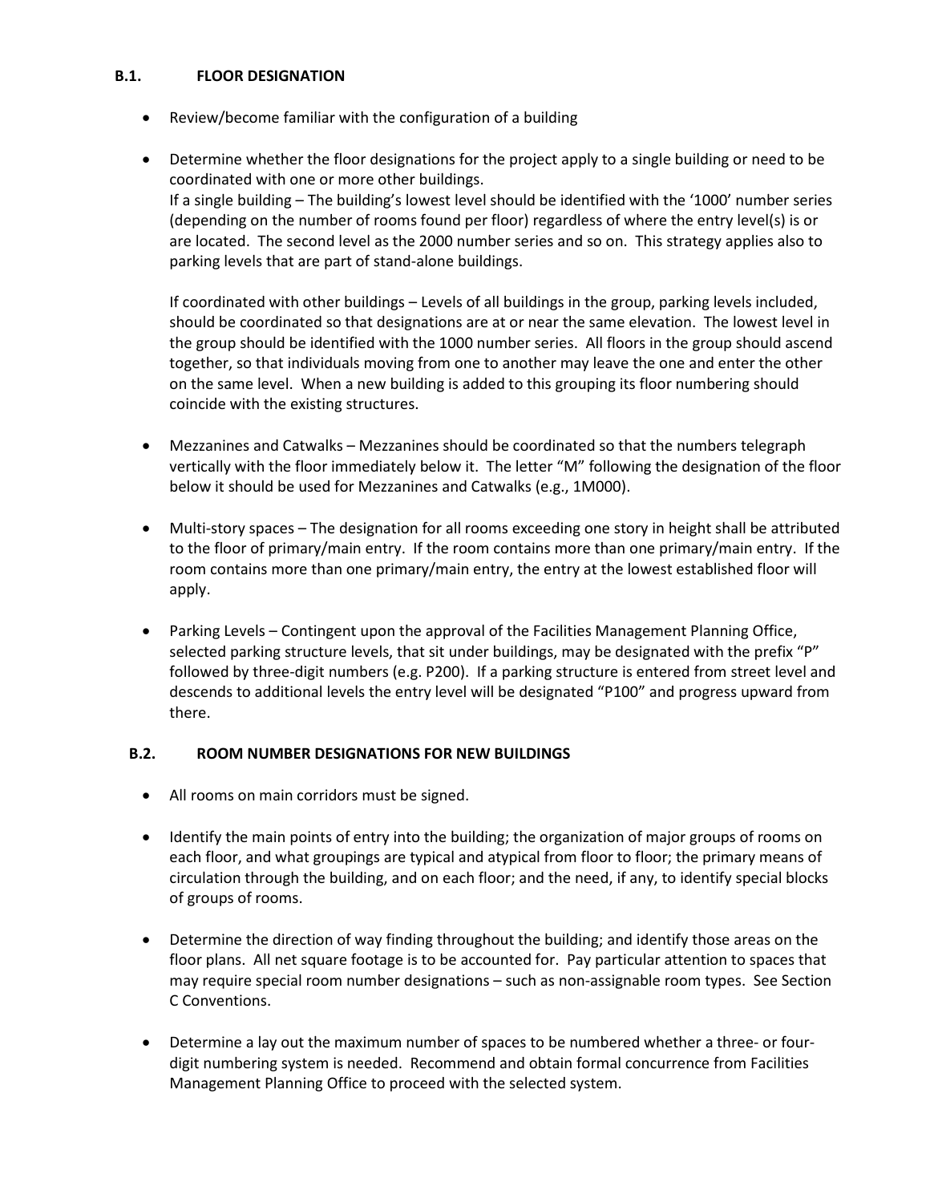### B.1. FLOOR DESIGNATION

- Review/become familiar with the configuration of a building
- Determine whether the floor designations for the project apply to a single building or need to be coordinated with one or more other buildings.
  If a single building – The building's lowest level should be identified with the '1000' number series (depending on the number of rooms found per floor) regardless of where the entry level(s) is or are located. The second level as the 2000 number series and so on. This strategy applies also to parking levels that are part of stand-alone buildings.

  If coordinated with other buildings – Levels of all buildings in the group, parking levels included, should be coordinated so that designations are at or near the same elevation. The lowest level in the group should be identified with the 1000 number series. All floors in the group should ascend together, so that individuals moving from one to another may leave the one and enter the other on the same level. When a new building is added to this grouping its floor numbering should coincide with the existing structures.
- Mezzanines and Catwalks – Mezzanines should be coordinated so that the numbers telegraph vertically with the floor immediately below it. The letter "M" following the designation of the floor below it should be used for Mezzanines and Catwalks (e.g., 1M000).
- Multi-story spaces – The designation for all rooms exceeding one story in height shall be attributed to the floor of primary/main entry. If the room contains more than one primary/main entry. If the room contains more than one primary/main entry, the entry at the lowest established floor will apply.
- Parking Levels – Contingent upon the approval of the Facilities Management Planning Office, selected parking structure levels, that sit under buildings, may be designated with the prefix "P" followed by three-digit numbers (e.g. P200). If a parking structure is entered from street level and descends to additional levels the entry level will be designated "P100" and progress upward from there.

### B.2. ROOM NUMBER DESIGNATIONS FOR NEW BUILDINGS

- All rooms on main corridors must be signed.
- Identify the main points of entry into the building; the organization of major groups of rooms on each floor, and what groupings are typical and atypical from floor to floor; the primary means of circulation through the building, and on each floor; and the need, if any, to identify special blocks of groups of rooms.
- Determine the direction of way finding throughout the building; and identify those areas on the floor plans. All net square footage is to be accounted for. Pay particular attention to spaces that may require special room number designations – such as non-assignable room types. See Section C Conventions.
- Determine a lay out the maximum number of spaces to be numbered whether a three- or four-digit numbering system is needed. Recommend and obtain formal concurrence from Facilities Management Planning Office to proceed with the selected system.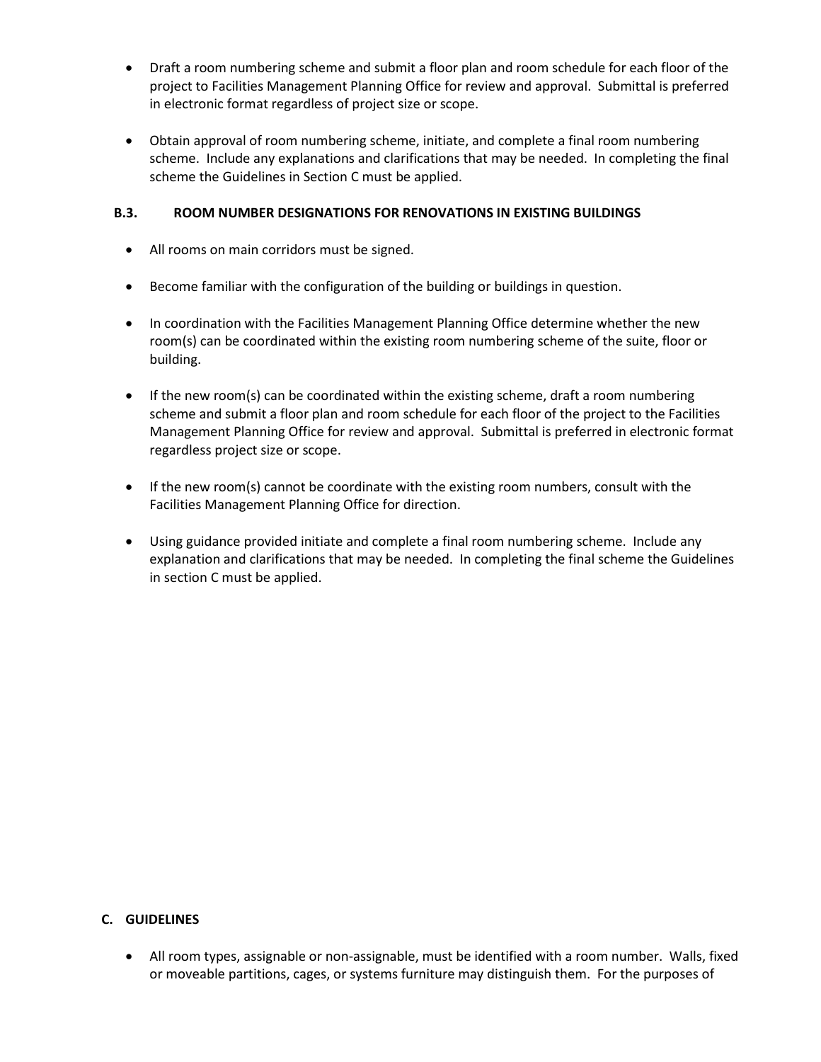- Draft a room numbering scheme and submit a floor plan and room schedule for each floor of the project to Facilities Management Planning Office for review and approval. Submittal is preferred in electronic format regardless of project size or scope.

- Obtain approval of room numbering scheme, initiate, and complete a final room numbering scheme. Include any explanations and clarifications that may be needed. In completing the final scheme the Guidelines in Section C must be applied.

### B.3. ROOM NUMBER DESIGNATIONS FOR RENOVATIONS IN EXISTING BUILDINGS

- All rooms on main corridors must be signed.

- Become familiar with the configuration of the building or buildings in question.

- In coordination with the Facilities Management Planning Office determine whether the new room(s) can be coordinated within the existing room numbering scheme of the suite, floor or building.

- If the new room(s) can be coordinated within the existing scheme, draft a room numbering scheme and submit a floor plan and room schedule for each floor of the project to the Facilities Management Planning Office for review and approval. Submittal is preferred in electronic format regardless project size or scope.

- If the new room(s) cannot be coordinate with the existing room numbers, consult with the Facilities Management Planning Office for direction.

- Using guidance provided initiate and complete a final room numbering scheme. Include any explanation and clarifications that may be needed. In completing the final scheme the Guidelines in section C must be applied.

## C. GUIDELINES

- All room types, assignable or non-assignable, must be identified with a room number. Walls, fixed or moveable partitions, cages, or systems furniture may distinguish them. For the purposes of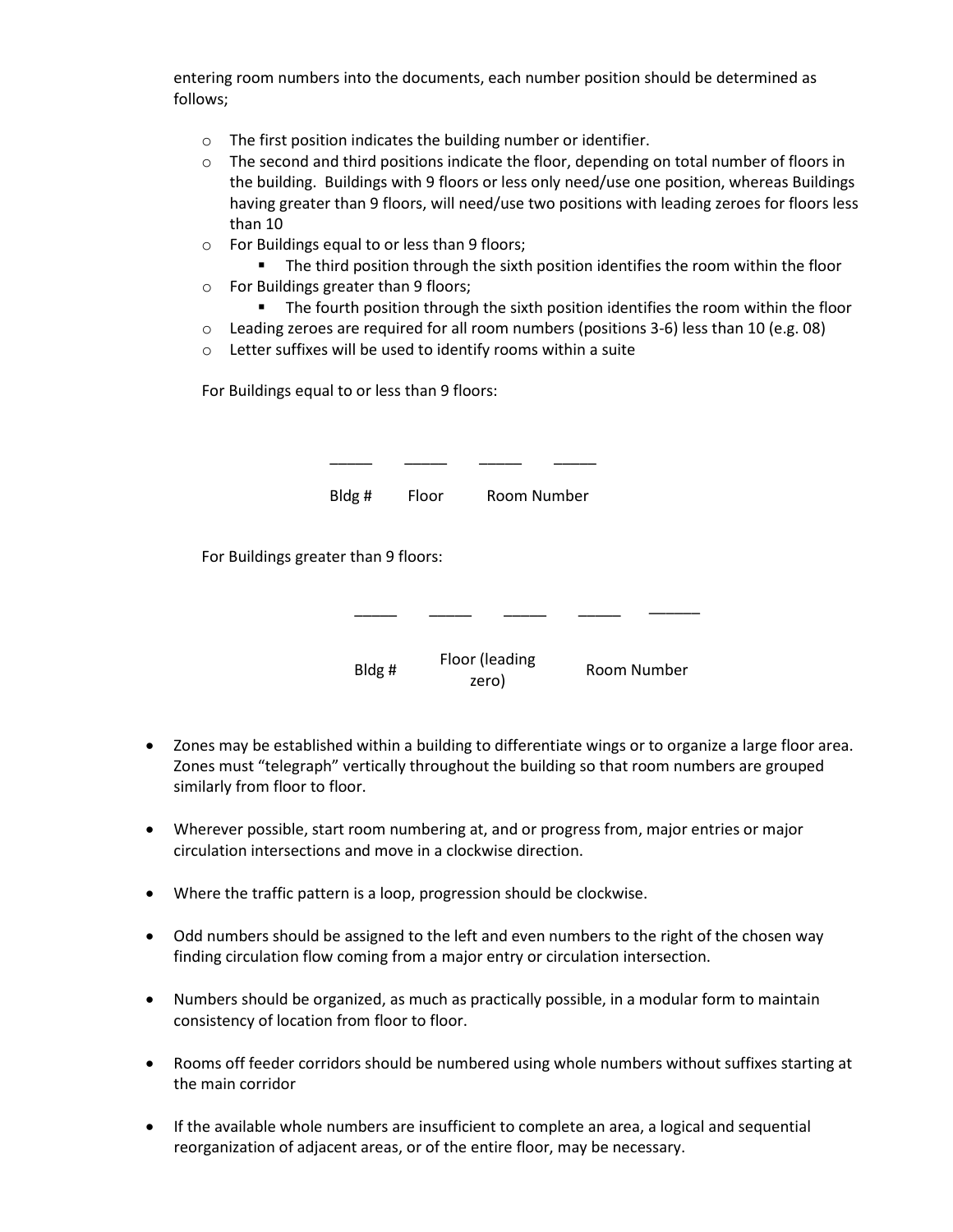entering room numbers into the documents, each number position should be determined as follows;

- The first position indicates the building number or identifier.
- The second and third positions indicate the floor, depending on total number of floors in the building. Buildings with 9 floors or less only need/use one position, whereas Buildings having greater than 9 floors, will need/use two positions with leading zeroes for floors less than 10
- For Buildings equal to or less than 9 floors;
  - The third position through the sixth position identifies the room within the floor
- For Buildings greater than 9 floors;
  - The fourth position through the sixth position identifies the room within the floor
- Leading zeroes are required for all room numbers (positions 3-6) less than 10 (e.g. 08)
- Letter suffixes will be used to identify rooms within a suite

For Buildings equal to or less than 9 floors:

| _____ | _____ | _____ | _____ |
|---|---|---|---|
| Bldg # | Floor | Room Number | |

For Buildings greater than 9 floors:

| _____ | _____ | _____ | _____ | ______ |
|---|---|---|---|---|
| Bldg # | Floor (leading zero) | | Room Number | |

- Zones may be established within a building to differentiate wings or to organize a large floor area. Zones must "telegraph" vertically throughout the building so that room numbers are grouped similarly from floor to floor.
- Wherever possible, start room numbering at, and or progress from, major entries or major circulation intersections and move in a clockwise direction.
- Where the traffic pattern is a loop, progression should be clockwise.
- Odd numbers should be assigned to the left and even numbers to the right of the chosen way finding circulation flow coming from a major entry or circulation intersection.
- Numbers should be organized, as much as practically possible, in a modular form to maintain consistency of location from floor to floor.
- Rooms off feeder corridors should be numbered using whole numbers without suffixes starting at the main corridor
- If the available whole numbers are insufficient to complete an area, a logical and sequential reorganization of adjacent areas, or of the entire floor, may be necessary.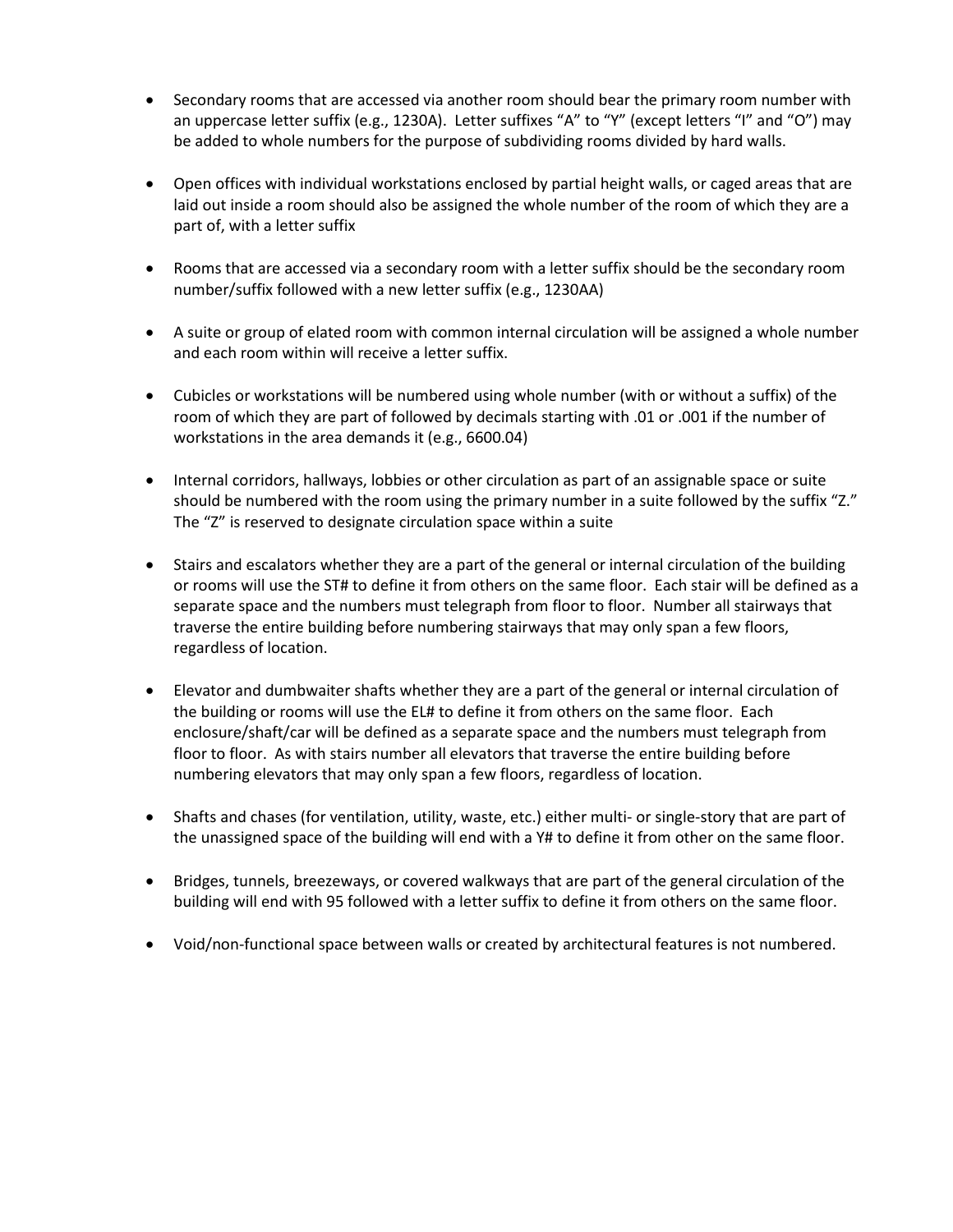- Secondary rooms that are accessed via another room should bear the primary room number with an uppercase letter suffix (e.g., 1230A). Letter suffixes "A" to "Y" (except letters "I" and "O") may be added to whole numbers for the purpose of subdividing rooms divided by hard walls.

- Open offices with individual workstations enclosed by partial height walls, or caged areas that are laid out inside a room should also be assigned the whole number of the room of which they are a part of, with a letter suffix

- Rooms that are accessed via a secondary room with a letter suffix should be the secondary room number/suffix followed with a new letter suffix (e.g., 1230AA)

- A suite or group of elated room with common internal circulation will be assigned a whole number and each room within will receive a letter suffix.

- Cubicles or workstations will be numbered using whole number (with or without a suffix) of the room of which they are part of followed by decimals starting with .01 or .001 if the number of workstations in the area demands it (e.g., 6600.04)

- Internal corridors, hallways, lobbies or other circulation as part of an assignable space or suite should be numbered with the room using the primary number in a suite followed by the suffix "Z." The "Z" is reserved to designate circulation space within a suite

- Stairs and escalators whether they are a part of the general or internal circulation of the building or rooms will use the ST# to define it from others on the same floor. Each stair will be defined as a separate space and the numbers must telegraph from floor to floor. Number all stairways that traverse the entire building before numbering stairways that may only span a few floors, regardless of location.

- Elevator and dumbwaiter shafts whether they are a part of the general or internal circulation of the building or rooms will use the EL# to define it from others on the same floor. Each enclosure/shaft/car will be defined as a separate space and the numbers must telegraph from floor to floor. As with stairs number all elevators that traverse the entire building before numbering elevators that may only span a few floors, regardless of location.

- Shafts and chases (for ventilation, utility, waste, etc.) either multi- or single-story that are part of the unassigned space of the building will end with a Y# to define it from other on the same floor.

- Bridges, tunnels, breezeways, or covered walkways that are part of the general circulation of the building will end with 95 followed with a letter suffix to define it from others on the same floor.

- Void/non-functional space between walls or created by architectural features is not numbered.